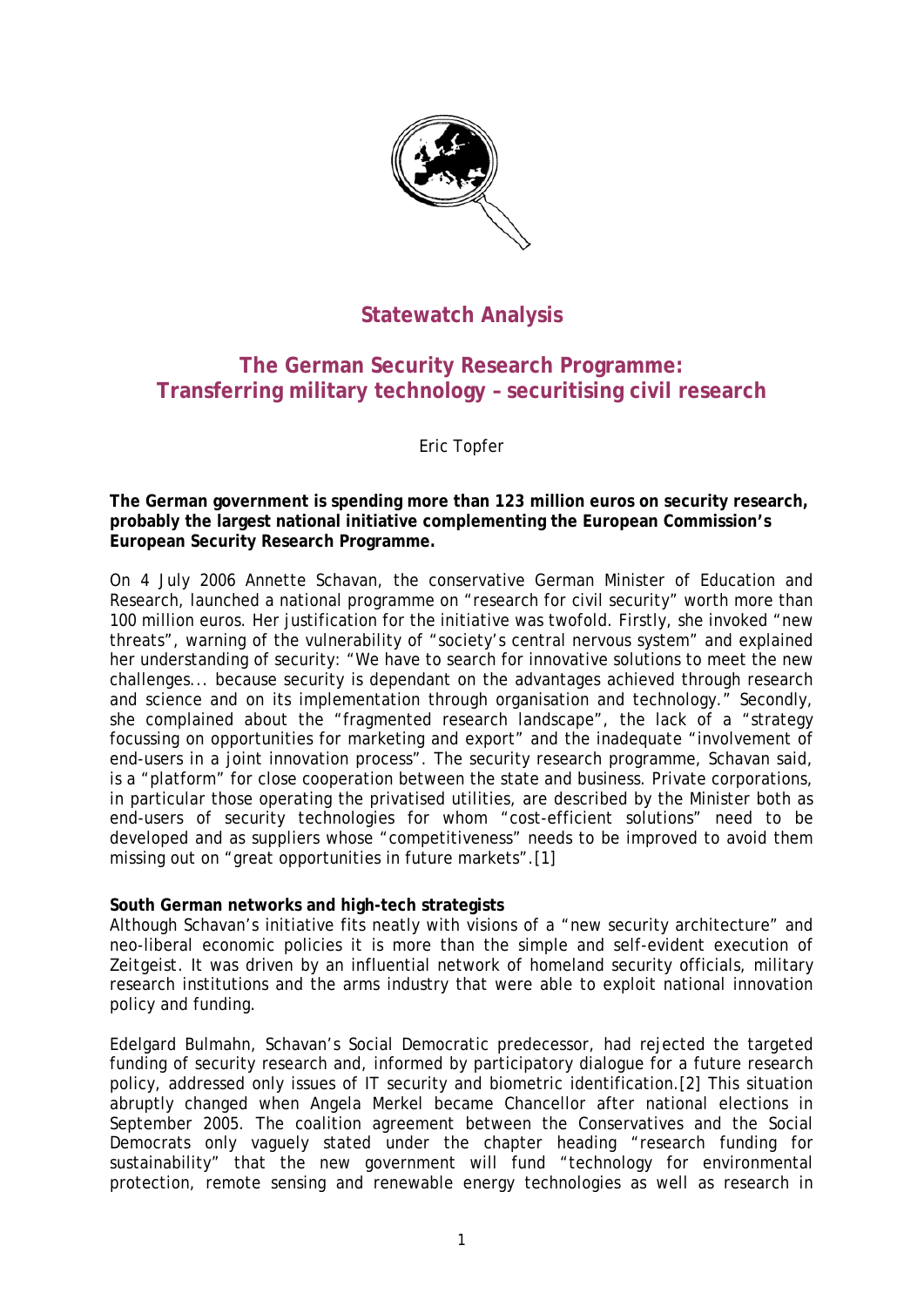## Statewatch Analysis

# The German Security Research Programme: Transferring military technology – securitising civil research

Eric Topfer

**The German government is spending more than 123 million euros on security research, probably the largest national initiative complementing the European Commission's European Security Research Programme.**

On 4 July 2006 Annette Schavan, the conservative German Minister of Education and Research, launched a national programme on "research for civil security" worth more than 100 million euros. Her justification for the initiative was twofold. Firstly, she invoked "new threats", warning of the vulnerability of "society's central nervous system" and explained her understanding of security: "We have to search for innovative solutions to meet the new challenges... because security is dependant on the advantages achieved through research and science and on its implementation through organisation and technology." Secondly, she complained about the "fragmented research landscape", the lack of a "strategy focussing on opportunities for marketing and export" and the inadequate "involvement of end-users in a joint innovation process". The security research programme, Schavan said, is a "platform" for close cooperation between the state and business. Private corporations, in particular those operating the privatised utilities, are described by the Minister both as end-users of security technologies for whom "cost-efficient solutions" need to be developed and as suppliers whose "competitiveness" needs to be improved to avoid them missing out on "great opportunities in future markets".[1]

**South German networks and high-tech strategists**

Although Schavan's initiative fits neatly with visions of a "new security architecture" and neo-liberal economic policies it is more than the simple and self-evident execution of *Zeitgeist*. It was driven by an influential network of homeland security officials, military research institutions and the arms industry that were able to exploit national innovation policy and funding.

Edelgard Bulmahn, Schavan's Social Democratic predecessor, had rejected the targeted funding of security research and, informed by participatory dialogue for a future research policy, addressed only issues of IT security and biometric identification.[2] This situation abruptly changed when Angela Merkel became Chancellor after national elections in September 2005. The coalition agreement between the Conservatives and the Social Democrats only vaguely stated under the chapter heading "research funding for sustainability" that the new government will fund "technology for environmental protection, remote sensing and renewable energy technologies as well as research in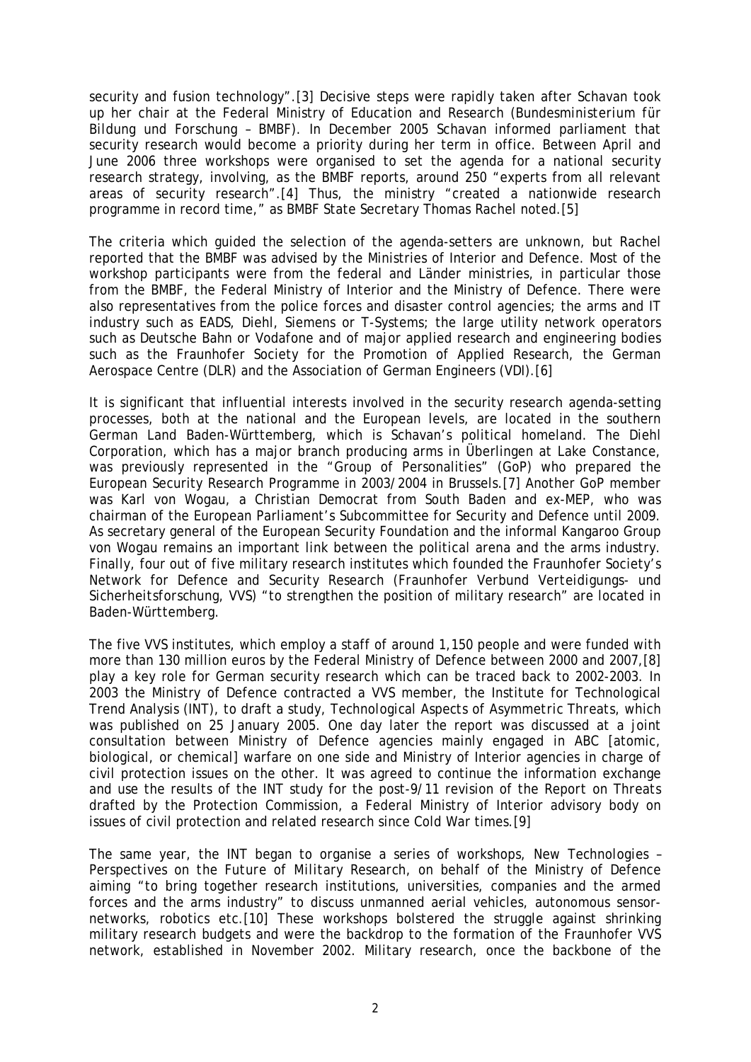security and fusion technology".[3] Decisive steps were rapidly taken after Schavan took up her chair at the Federal Ministry of Education and Research (*Bundesministerium für Bildung und Forschung* – BMBF). In December 2005 Schavan informed parliament that security research would become a priority during her term in office. Between April and June 2006 three workshops were organised to set the agenda for a national security research strategy, involving, as the BMBF reports, around 250 "experts from all relevant areas of security research".[4] Thus, the ministry "created a nationwide research programme in record time," as BMBF State Secretary Thomas Rachel noted.[5]

The criteria which guided the selection of the agenda-setters are unknown, but Rachel reported that the BMBF was advised by the Ministries of Interior and Defence. Most of the workshop participants were from the federal and Länder ministries, in particular those from the BMBF, the Federal Ministry of Interior and the Ministry of Defence. There were also representatives from the police forces and disaster control agencies; the arms and IT industry such as EADS, Diehl, Siemens or T-Systems; the large utility network operators such as Deutsche Bahn or Vodafone and of major applied research and engineering bodies such as the Fraunhofer Society for the Promotion of Applied Research, the German Aerospace Centre (DLR) and the Association of German Engineers (VDI).[6]

It is significant that influential interests involved in the security research agenda-setting processes, both at the national and the European levels, are located in the southern German Land Baden-Württemberg, which is Schavan's political homeland. The Diehl Corporation, which has a major branch producing arms in Überlingen at Lake Constance, was previously represented in the "Group of Personalities" (GoP) who prepared the European Security Research Programme in 2003/2004 in Brussels.[7] Another GoP member was Karl von Wogau, a Christian Democrat from South Baden and ex-MEP, who was chairman of the European Parliament's Subcommittee for Security and Defence until 2009. As secretary general of the European Security Foundation and the informal Kangaroo Group von Wogau remains an important link between the political arena and the arms industry. Finally, four out of five military research institutes which founded the Fraunhofer Society's Network for Defence and Security Research (*Fraunhofer Verbund Verteidigungs- und Sicherheitsforschung*, VVS) "to strengthen the position of military research" are located in Baden-Württemberg.

The five VVS institutes, which employ a staff of around 1,150 people and were funded with more than 130 million euros by the Federal Ministry of Defence between 2000 and 2007,[8] play a key role for German security research which can be traced back to 2002-2003. In 2003 the Ministry of Defence contracted a VVS member, the Institute for Technological Trend Analysis (INT), to draft a study, *Technological Aspects of Asymmetric Threats*, which was published on 25 January 2005. One day later the report was discussed at a joint consultation between Ministry of Defence agencies mainly engaged in ABC [atomic, biological, or chemical] warfare on one side and Ministry of Interior agencies in charge of civil protection issues on the other. It was agreed to continue the information exchange and use the results of the INT study for the post-9/11 revision of the Report on Threats drafted by the Protection Commission, a Federal Ministry of Interior advisory body on issues of civil protection and related research since Cold War times.[9]

The same year, the INT began to organise a series of workshops, *New Technologies – Perspectives on the Future of Military Research*, on behalf of the Ministry of Defence aiming "to bring together research institutions, universities, companies and the armed forces and the arms industry" to discuss unmanned aerial vehicles, autonomous sensor-networks, robotics etc.[10] These workshops bolstered the struggle against shrinking military research budgets and were the backdrop to the formation of the Fraunhofer VVS network, established in November 2002. Military research, once the backbone of the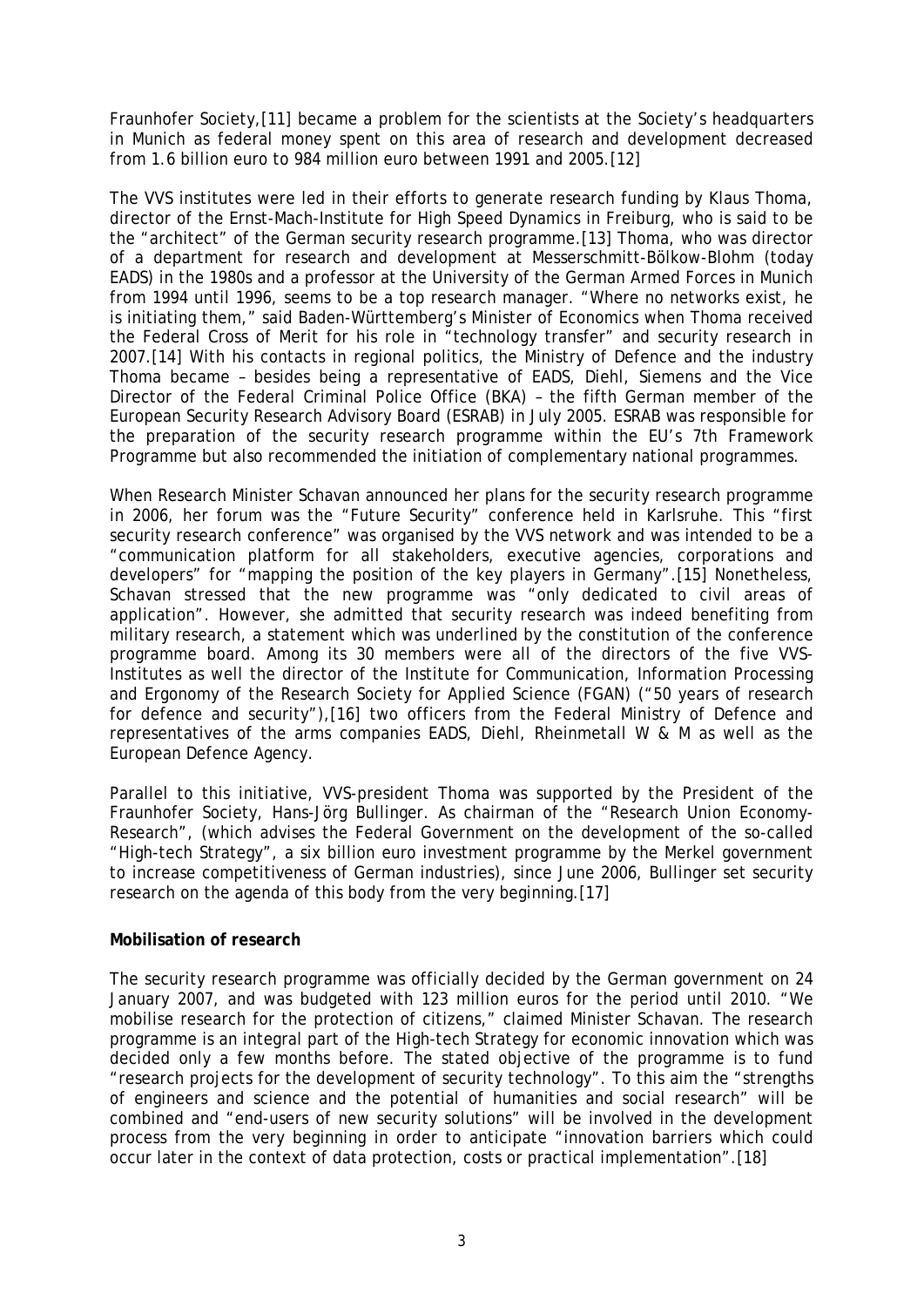Fraunhofer Society,[11] became a problem for the scientists at the Society's headquarters in Munich as federal money spent on this area of research and development decreased from 1.6 billion euro to 984 million euro between 1991 and 2005.[12]

The VVS institutes were led in their efforts to generate research funding by Klaus Thoma, director of the Ernst-Mach-Institute for High Speed Dynamics in Freiburg, who is said to be the "architect" of the German security research programme.[13] Thoma, who was director of a department for research and development at Messerschmitt-Bölkow-Blohm (today EADS) in the 1980s and a professor at the University of the German Armed Forces in Munich from 1994 until 1996, seems to be a top research manager. "Where no networks exist, he is initiating them," said Baden-Württemberg's Minister of Economics when Thoma received the Federal Cross of Merit for his role in "technology transfer" and security research in 2007.[14] With his contacts in regional politics, the Ministry of Defence and the industry Thoma became – besides being a representative of EADS, Diehl, Siemens and the Vice Director of the Federal Criminal Police Office (BKA) – the fifth German member of the European Security Research Advisory Board (ESRAB) in July 2005. ESRAB was responsible for the preparation of the security research programme within the EU's 7th Framework Programme but also recommended the initiation of complementary national programmes.

When Research Minister Schavan announced her plans for the security research programme in 2006, her forum was the "Future Security" conference held in Karlsruhe. This "first security research conference" was organised by the VVS network and was intended to be a "communication platform for all stakeholders, executive agencies, corporations and developers" for "mapping the position of the key players in Germany".[15] Nonetheless, Schavan stressed that the new programme was "only dedicated to civil areas of application". However, she admitted that security research was indeed benefiting from military research, a statement which was underlined by the constitution of the conference programme board. Among its 30 members were all of the directors of the five VVS-Institutes as well the director of the Institute for Communication, Information Processing and Ergonomy of the Research Society for Applied Science (FGAN) ("50 years of research for defence and security"),[16] two officers from the Federal Ministry of Defence and representatives of the arms companies EADS, Diehl, Rheinmetall W & M as well as the European Defence Agency.

Parallel to this initiative, VVS-president Thoma was supported by the President of the Fraunhofer Society, Hans-Jörg Bullinger. As chairman of the "Research Union Economy-Research", (which advises the Federal Government on the development of the so-called "High-tech Strategy", a six billion euro investment programme by the Merkel government to increase competitiveness of German industries), since June 2006, Bullinger set security research on the agenda of this body from the very beginning.[17]

**Mobilisation of research**

The security research programme was officially decided by the German government on 24 January 2007, and was budgeted with 123 million euros for the period until 2010. "We mobilise research for the protection of citizens," claimed Minister Schavan. The research programme is an integral part of the High-tech Strategy for economic innovation which was decided only a few months before. The stated objective of the programme is to fund "research projects for the development of security technology". To this aim the "strengths of engineers and science and the potential of humanities and social research" will be combined and "end-users of new security solutions" will be involved in the development process from the very beginning in order to anticipate "innovation barriers which could occur later in the context of data protection, costs or practical implementation".[18]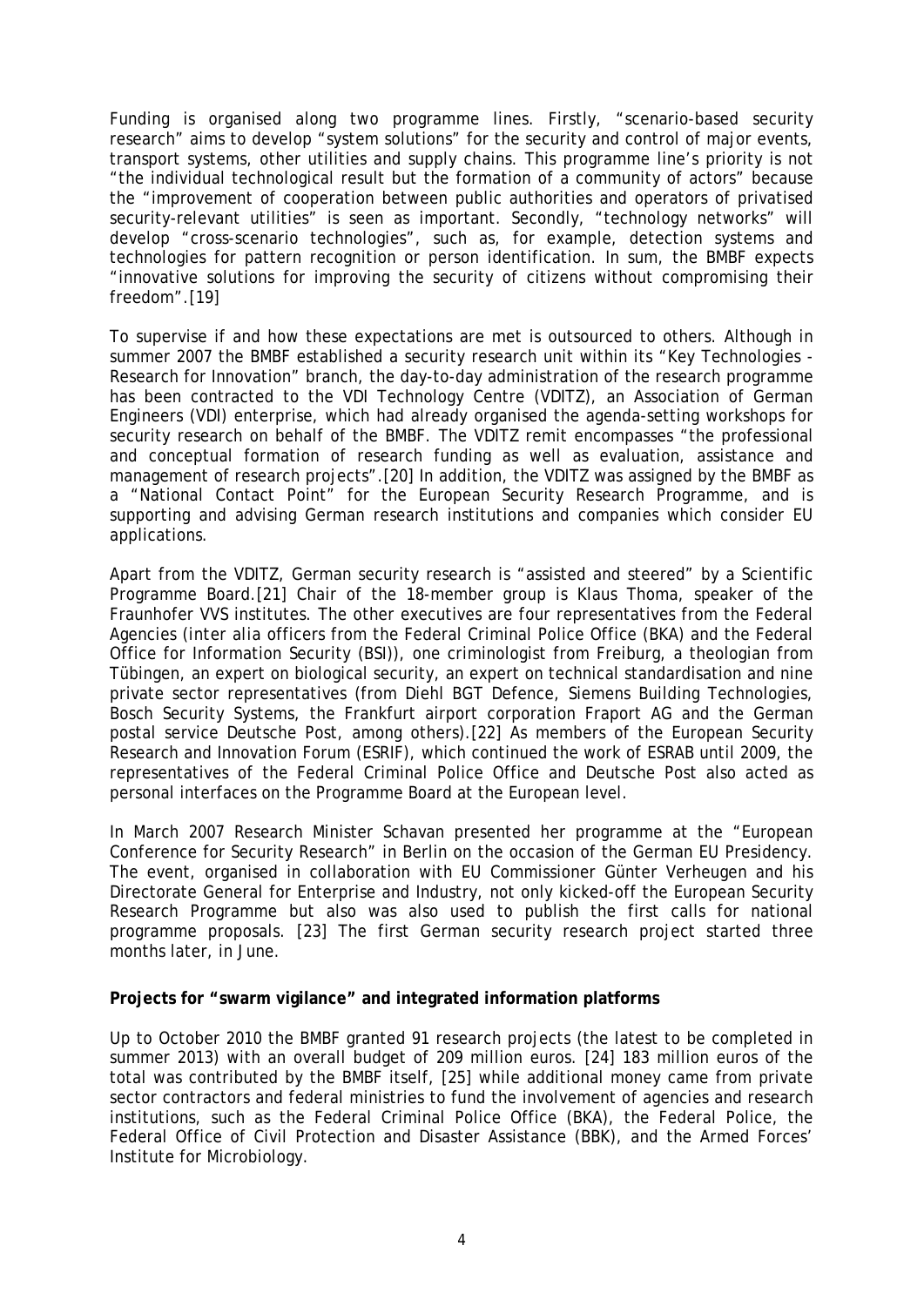Funding is organised along two programme lines. Firstly, "scenario-based security research" aims to develop "system solutions" for the security and control of major events, transport systems, other utilities and supply chains. This programme line's priority is not "the individual technological result but the formation of a community of actors" because the "improvement of cooperation between public authorities and operators of privatised security-relevant utilities" is seen as important. Secondly, "technology networks" will develop "cross-scenario technologies", such as, for example, detection systems and technologies for pattern recognition or person identification. In sum, the BMBF expects "innovative solutions for improving the security of citizens without compromising their freedom".[19]

To supervise if and how these expectations are met is outsourced to others. Although in summer 2007 the BMBF established a security research unit within its "Key Technologies - Research for Innovation" branch, the day-to-day administration of the research programme has been contracted to the VDI Technology Centre (VDITZ), an Association of German Engineers (VDI) enterprise, which had already organised the agenda-setting workshops for security research on behalf of the BMBF. The VDITZ remit encompasses "the professional and conceptual formation of research funding as well as evaluation, assistance and management of research projects".[20] In addition, the VDITZ was assigned by the BMBF as a "National Contact Point" for the European Security Research Programme, and is supporting and advising German research institutions and companies which consider EU applications.

Apart from the VDITZ, German security research is "assisted and steered" by a Scientific Programme Board.[21] Chair of the 18-member group is Klaus Thoma, speaker of the Fraunhofer VVS institutes. The other executives are four representatives from the Federal Agencies (*inter alia* officers from the Federal Criminal Police Office (BKA) and the Federal Office for Information Security (BSI)), one criminologist from Freiburg, a theologian from Tübingen, an expert on biological security, an expert on technical standardisation and nine private sector representatives (from Diehl BGT Defence, Siemens Building Technologies, Bosch Security Systems, the Frankfurt airport corporation Fraport AG and the German postal service Deutsche Post, among others).[22] As members of the European Security Research and Innovation Forum (ESRIF), which continued the work of ESRAB until 2009, the representatives of the Federal Criminal Police Office and Deutsche Post also acted as personal interfaces on the Programme Board at the European level.

In March 2007 Research Minister Schavan presented her programme at the "European Conference for Security Research" in Berlin on the occasion of the German EU Presidency. The event, organised in collaboration with EU Commissioner Günter Verheugen and his Directorate General for Enterprise and Industry, not only kicked-off the European Security Research Programme but also was also used to publish the first calls for national programme proposals. [23] The first German security research project started three months later, in June.

**Projects for "swarm vigilance" and integrated information platforms**

Up to October 2010 the BMBF granted 91 research projects (the latest to be completed in summer 2013) with an overall budget of 209 million euros. [24] 183 million euros of the total was contributed by the BMBF itself, [25] while additional money came from private sector contractors and federal ministries to fund the involvement of agencies and research institutions, such as the Federal Criminal Police Office (BKA), the Federal Police, the Federal Office of Civil Protection and Disaster Assistance (BBK), and the Armed Forces' Institute for Microbiology.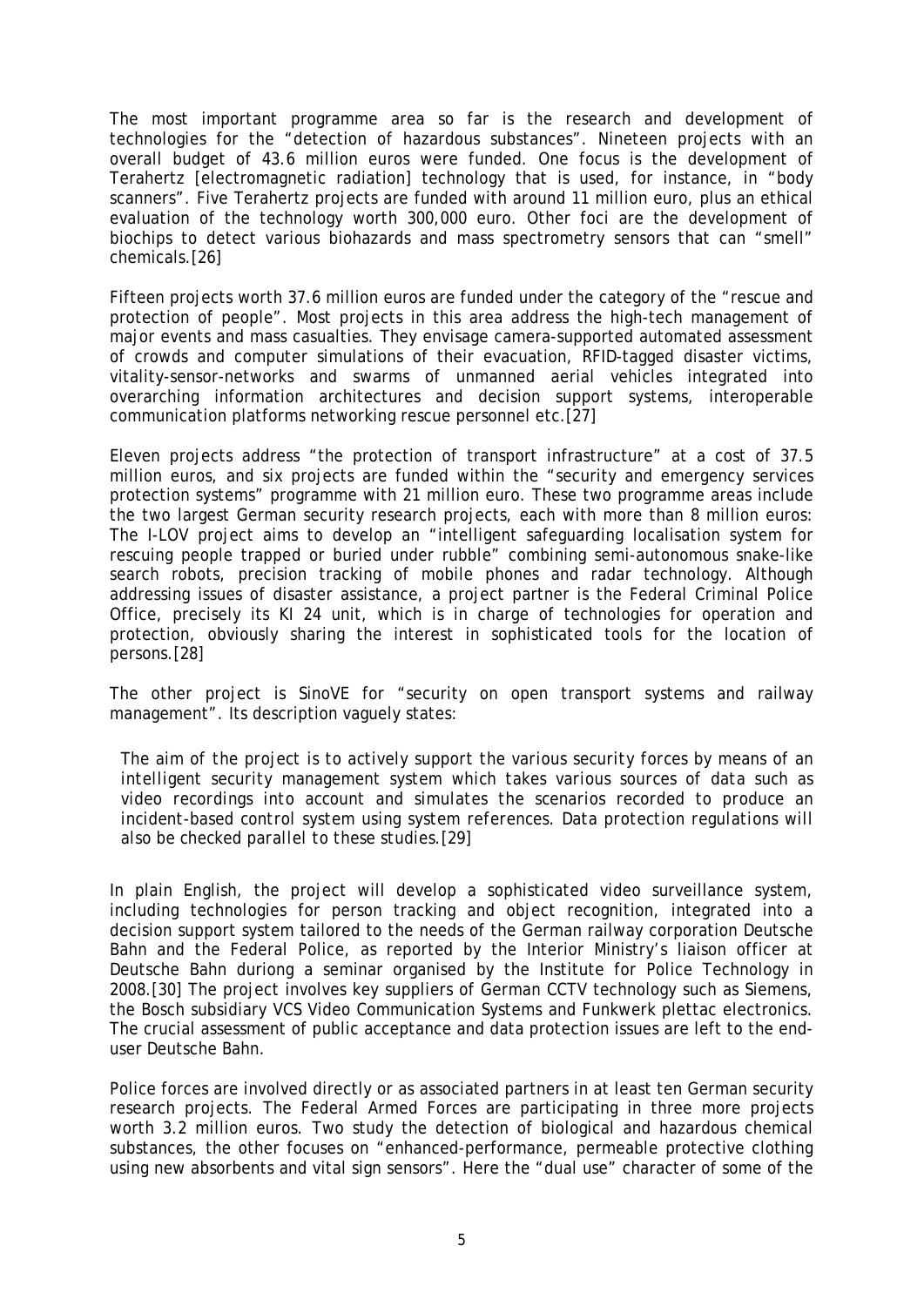The most important programme area so far is the research and development of technologies for the "detection of hazardous substances". Nineteen projects with an overall budget of 43.6 million euros were funded. One focus is the development of Terahertz [electromagnetic radiation] technology that is used, for instance, in "body scanners". Five Terahertz projects are funded with around 11 million euro, plus an ethical evaluation of the technology worth 300,000 euro. Other foci are the development of biochips to detect various biohazards and mass spectrometry sensors that can "smell" chemicals.[26]

Fifteen projects worth 37.6 million euros are funded under the category of the "rescue and protection of people". Most projects in this area address the high-tech management of major events and mass casualties. They envisage camera-supported automated assessment of crowds and computer simulations of their evacuation, RFID-tagged disaster victims, vitality-sensor-networks and swarms of unmanned aerial vehicles integrated into overarching information architectures and decision support systems, interoperable communication platforms networking rescue personnel etc.[27]

Eleven projects address "the protection of transport infrastructure" at a cost of 37.5 million euros, and six projects are funded within the "security and emergency services protection systems" programme with 21 million euro. These two programme areas include the two largest German security research projects, each with more than 8 million euros: The I-LOV project aims to develop an "intelligent safeguarding localisation system for rescuing people trapped or buried under rubble" combining semi-autonomous snake-like search robots, precision tracking of mobile phones and radar technology. Although addressing issues of disaster assistance, a project partner is the Federal Criminal Police Office, precisely its KI 24 unit, which is in charge of technologies for operation and protection, obviously sharing the interest in sophisticated tools for the location of persons.[28]

The other project is SinoVE for "security on open transport systems and railway management". Its description vaguely states:

> *The aim of the project is to actively support the various security forces by means of an intelligent security management system which takes various sources of data such as video recordings into account and simulates the scenarios recorded to produce an incident-based control system using system references. Data protection regulations will also be checked parallel to these studies.*[29]

In plain English, the project will develop a sophisticated video surveillance system, including technologies for person tracking and object recognition, integrated into a decision support system tailored to the needs of the German railway corporation Deutsche Bahn and the Federal Police, as reported by the Interior Ministry's liaison officer at Deutsche Bahn duriong a seminar organised by the Institute for Police Technology in 2008.[30] The project involves key suppliers of German CCTV technology such as Siemens, the Bosch subsidiary VCS Video Communication Systems and Funkwerk plettac electronics. The crucial assessment of public acceptance and data protection issues are left to the end-user Deutsche Bahn.

Police forces are involved directly or as associated partners in at least ten German security research projects. The Federal Armed Forces are participating in three more projects worth 3.2 million euros. Two study the detection of biological and hazardous chemical substances, the other focuses on "enhanced-performance, permeable protective clothing using new absorbents and vital sign sensors". Here the "dual use" character of some of the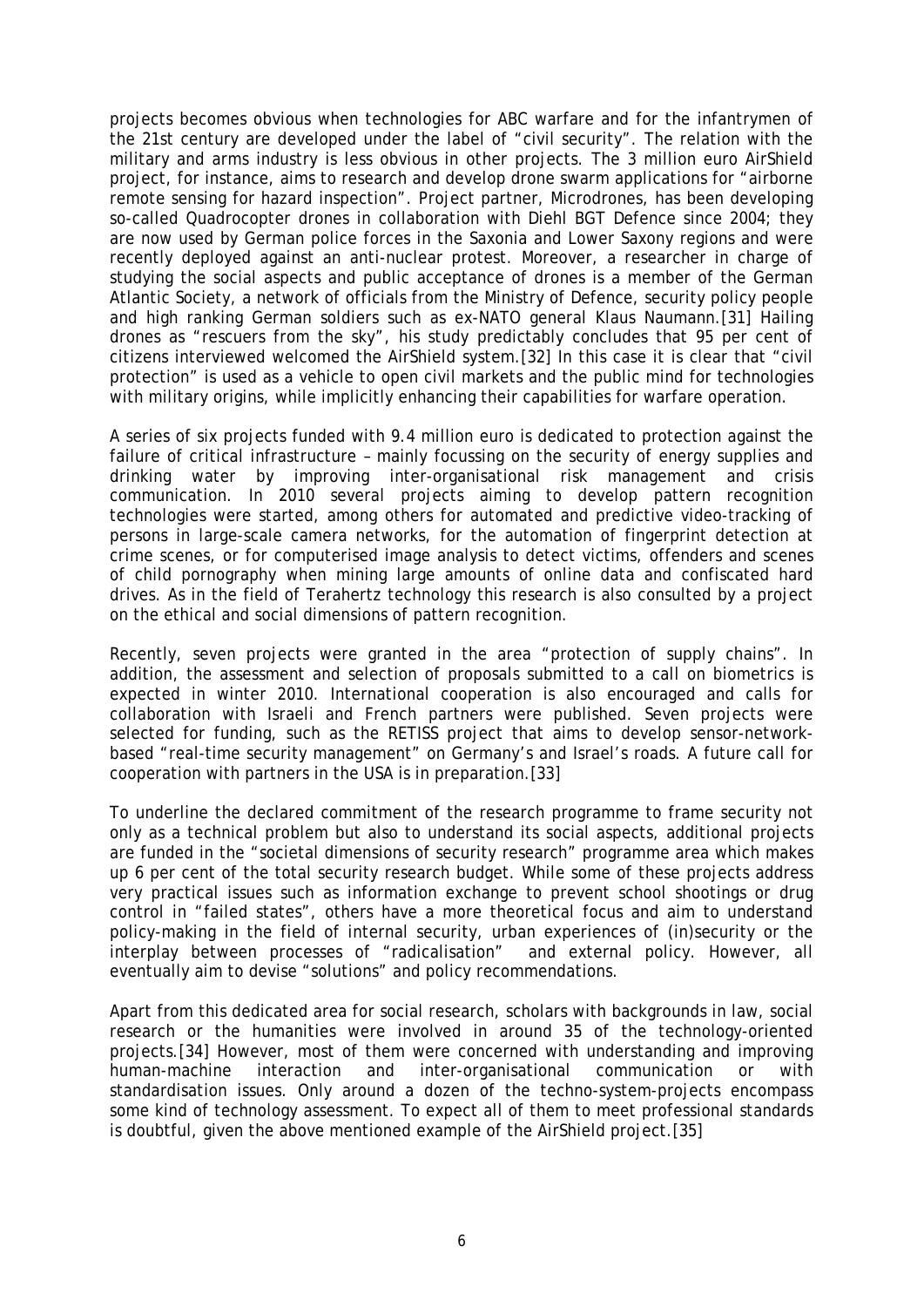projects becomes obvious when technologies for ABC warfare and for the infantrymen of the 21st century are developed under the label of "civil security". The relation with the military and arms industry is less obvious in other projects. The 3 million euro AirShield project, for instance, aims to research and develop drone swarm applications for "airborne remote sensing for hazard inspection". Project partner, Microdrones, has been developing so-called Quadrocopter drones in collaboration with Diehl BGT Defence since 2004; they are now used by German police forces in the Saxonia and Lower Saxony regions and were recently deployed against an anti-nuclear protest. Moreover, a researcher in charge of studying the social aspects and public acceptance of drones is a member of the German Atlantic Society, a network of officials from the Ministry of Defence, security policy people and high ranking German soldiers such as ex-NATO general Klaus Naumann.[31] Hailing drones as "rescuers from the sky", his study predictably concludes that 95 per cent of citizens interviewed welcomed the AirShield system.[32] In this case it is clear that "civil protection" is used as a vehicle to open civil markets and the public mind for technologies with military origins, while implicitly enhancing their capabilities for warfare operation.

A series of six projects funded with 9.4 million euro is dedicated to protection against the failure of critical infrastructure – mainly focussing on the security of energy supplies and drinking water by improving inter-organisational risk management and crisis communication. In 2010 several projects aiming to develop pattern recognition technologies were started, among others for automated and predictive video-tracking of persons in large-scale camera networks, for the automation of fingerprint detection at crime scenes, or for computerised image analysis to detect victims, offenders and scenes of child pornography when mining large amounts of online data and confiscated hard drives. As in the field of Terahertz technology this research is also consulted by a project on the ethical and social dimensions of pattern recognition.

Recently, seven projects were granted in the area "protection of supply chains". In addition, the assessment and selection of proposals submitted to a call on biometrics is expected in winter 2010. International cooperation is also encouraged and calls for collaboration with Israeli and French partners were published. Seven projects were selected for funding, such as the RETISS project that aims to develop sensor-network-based "real-time security management" on Germany's and Israel's roads. A future call for cooperation with partners in the USA is in preparation.[33]

To underline the declared commitment of the research programme to frame security not only as a technical problem but also to understand its social aspects, additional projects are funded in the "societal dimensions of security research" programme area which makes up 6 per cent of the total security research budget. While some of these projects address very practical issues such as information exchange to prevent school shootings or drug control in "failed states", others have a more theoretical focus and aim to understand policy-making in the field of internal security, urban experiences of (in)security or the interplay between processes of "radicalisation" and external policy. However, all eventually aim to devise "solutions" and policy recommendations.

Apart from this dedicated area for social research, scholars with backgrounds in law, social research or the humanities were involved in around 35 of the technology-oriented projects.[34] However, most of them were concerned with understanding and improving human-machine interaction and inter-organisational communication or with standardisation issues. Only around a dozen of the techno-system-projects encompass some kind of technology assessment. To expect all of them to meet professional standards is doubtful, given the above mentioned example of the AirShield project.[35]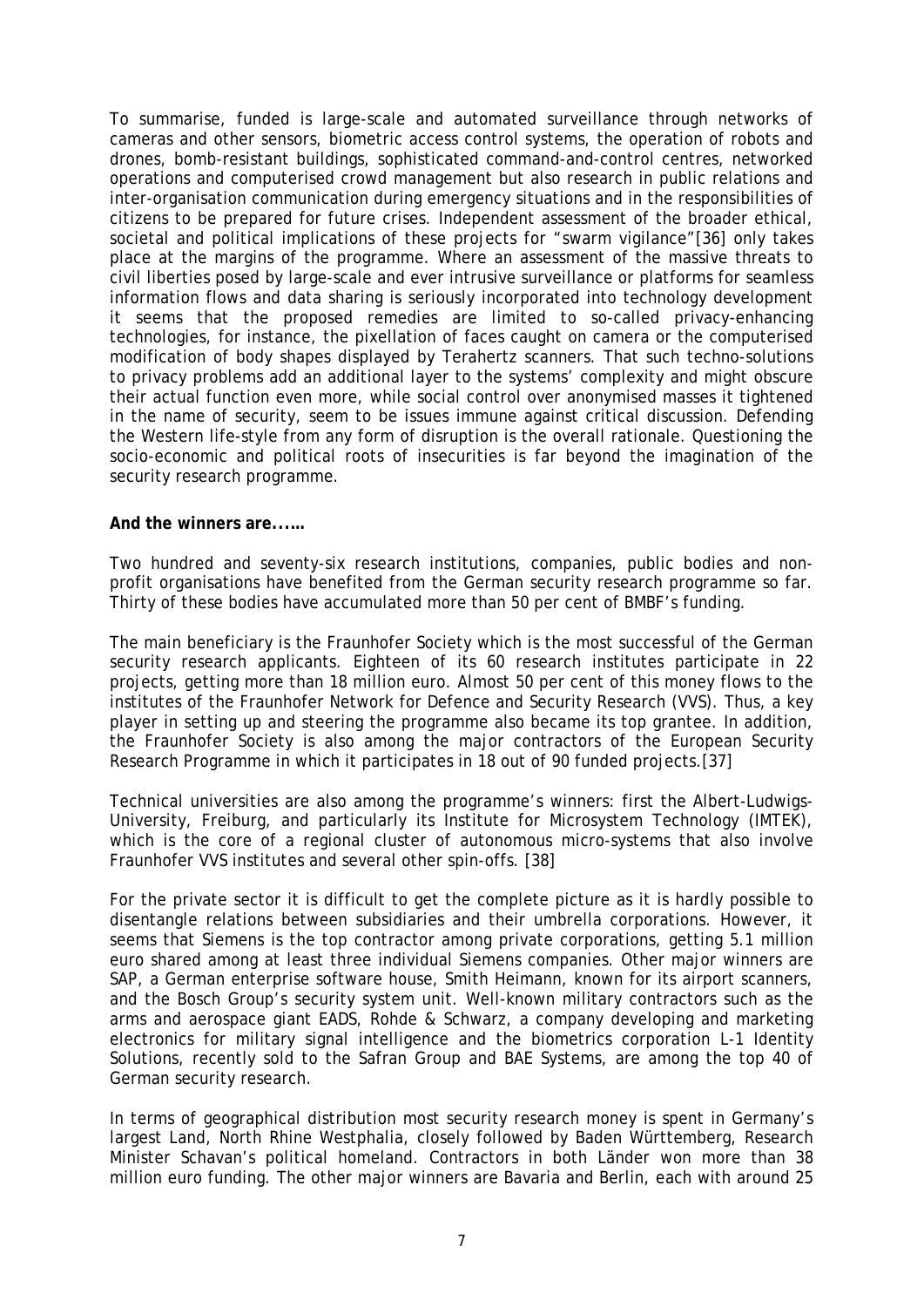To summarise, funded is large-scale and automated surveillance through networks of cameras and other sensors, biometric access control systems, the operation of robots and drones, bomb-resistant buildings, sophisticated command-and-control centres, networked operations and computerised crowd management but also research in public relations and inter-organisation communication during emergency situations and in the responsibilities of citizens to be prepared for future crises. Independent assessment of the broader ethical, societal and political implications of these projects for "swarm vigilance"[36] only takes place at the margins of the programme. Where an assessment of the massive threats to civil liberties posed by large-scale and ever intrusive surveillance or platforms for seamless information flows and data sharing is seriously incorporated into technology development it seems that the proposed remedies are limited to so-called privacy-enhancing technologies, for instance, the pixellation of faces caught on camera or the computerised modification of body shapes displayed by Terahertz scanners. That such techno-solutions to privacy problems add an additional layer to the systems' complexity and might obscure their actual function even more, while social control over anonymised masses it tightened in the name of security, seem to be issues immune against critical discussion. Defending the Western life-style from any form of disruption is the overall rationale. Questioning the socio-economic and political roots of insecurities is far beyond the imagination of the security research programme.

**And the winners are......**

Two hundred and seventy-six research institutions, companies, public bodies and non-profit organisations have benefited from the German security research programme so far. Thirty of these bodies have accumulated more than 50 per cent of BMBF's funding.

The main beneficiary is the Fraunhofer Society which is the most successful of the German security research applicants. Eighteen of its 60 research institutes participate in 22 projects, getting more than 18 million euro. Almost 50 per cent of this money flows to the institutes of the Fraunhofer Network for Defence and Security Research (VVS). Thus, a key player in setting up and steering the programme also became its top grantee. In addition, the Fraunhofer Society is also among the major contractors of the European Security Research Programme in which it participates in 18 out of 90 funded projects.[37]

Technical universities are also among the programme's winners: first the Albert-Ludwigs-University, Freiburg, and particularly its Institute for Microsystem Technology (IMTEK), which is the core of a regional cluster of autonomous micro-systems that also involve Fraunhofer VVS institutes and several other spin-offs. [38]

For the private sector it is difficult to get the complete picture as it is hardly possible to disentangle relations between subsidiaries and their umbrella corporations. However, it seems that Siemens is the top contractor among private corporations, getting 5.1 million euro shared among at least three individual Siemens companies. Other major winners are SAP, a German enterprise software house, Smith Heimann, known for its airport scanners, and the Bosch Group's security system unit. Well-known military contractors such as the arms and aerospace giant EADS, Rohde & Schwarz, a company developing and marketing electronics for military signal intelligence and the biometrics corporation L-1 Identity Solutions, recently sold to the Safran Group and BAE Systems, are among the top 40 of German security research.

In terms of geographical distribution most security research money is spent in Germany's largest Land, North Rhine Westphalia, closely followed by Baden Württemberg, Research Minister Schavan's political homeland. Contractors in both Länder won more than 38 million euro funding. The other major winners are Bavaria and Berlin, each with around 25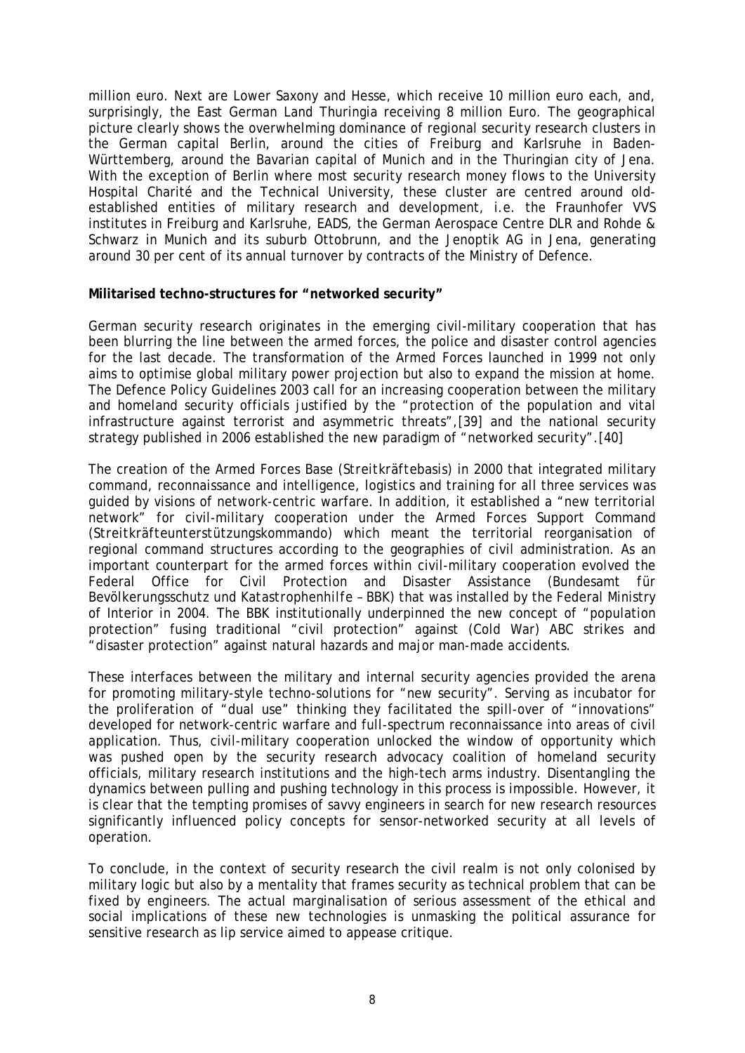million euro. Next are Lower Saxony and Hesse, which receive 10 million euro each, and, surprisingly, the East German Land Thuringia receiving 8 million Euro. The geographical picture clearly shows the overwhelming dominance of regional security research clusters in the German capital Berlin, around the cities of Freiburg and Karlsruhe in Baden-Württemberg, around the Bavarian capital of Munich and in the Thuringian city of Jena. With the exception of Berlin where most security research money flows to the University Hospital Charité and the Technical University, these cluster are centred around old-established entities of military research and development, i.e. the Fraunhofer VVS institutes in Freiburg and Karlsruhe, EADS, the German Aerospace Centre DLR and Rohde & Schwarz in Munich and its suburb Ottobrunn, and the Jenoptik AG in Jena, generating around 30 per cent of its annual turnover by contracts of the Ministry of Defence.

**Militarised techno-structures for "networked security"**

German security research originates in the emerging civil-military cooperation that has been blurring the line between the armed forces, the police and disaster control agencies for the last decade. The transformation of the Armed Forces launched in 1999 not only aims to optimise global military power projection but also to expand the mission at home. The Defence Policy Guidelines 2003 call for an increasing cooperation between the military and homeland security officials justified by the "protection of the population and vital infrastructure against terrorist and asymmetric threats",[39] and the national security strategy published in 2006 established the new paradigm of "networked security".[40]

The creation of the Armed Forces Base (*Streitkräftebasis*) in 2000 that integrated military command, reconnaissance and intelligence, logistics and training for all three services was guided by visions of network-centric warfare. In addition, it established a "new territorial network" for civil-military cooperation under the Armed Forces Support Command (*Streitkräfteunterstützungskommando*) which meant the territorial reorganisation of regional command structures according to the geographies of civil administration. As an important counterpart for the armed forces within civil-military cooperation evolved the Federal Office for Civil Protection and Disaster Assistance (*Bundesamt für Bevölkerungsschutz und Katastrophenhilfe* – BBK) that was installed by the Federal Ministry of Interior in 2004. The BBK institutionally underpinned the new concept of "population protection" fusing traditional "civil protection" against (Cold War) ABC strikes and "disaster protection" against natural hazards and major man-made accidents.

These interfaces between the military and internal security agencies provided the arena for promoting military-style techno-solutions for "new security". Serving as incubator for the proliferation of "dual use" thinking they facilitated the spill-over of "innovations" developed for network-centric warfare and full-spectrum reconnaissance into areas of civil application. Thus, civil-military cooperation unlocked the window of opportunity which was pushed open by the security research advocacy coalition of homeland security officials, military research institutions and the high-tech arms industry. Disentangling the dynamics between pulling and pushing technology in this process is impossible. However, it is clear that the tempting promises of savvy engineers in search for new research resources significantly influenced policy concepts for sensor-networked security at all levels of operation.

To conclude, in the context of security research the civil realm is not only colonised by military logic but also by a mentality that frames security as technical problem that can be fixed by engineers. The actual marginalisation of serious assessment of the ethical and social implications of these new technologies is unmasking the political assurance for sensitive research as lip service aimed to appease critique.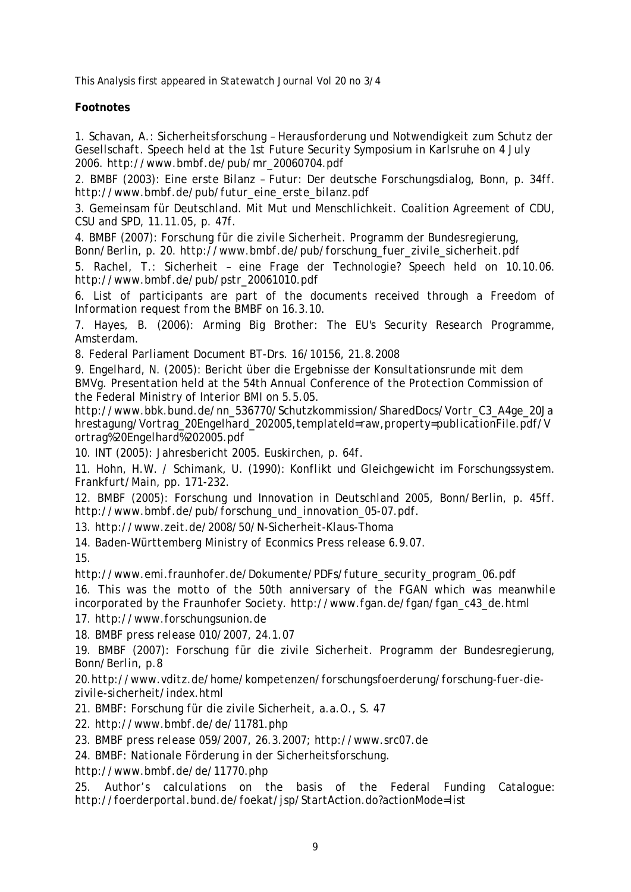This Analysis first appeared in Statewatch Journal Vol 20 no 3/4

**Footnotes**

1. Schavan, A.: Sicherheitsforschung – Herausforderung und Notwendigkeit zum Schutz der Gesellschaft. Speech held at the 1st Future Security Symposium in Karlsruhe on 4 July 2006. http://www.bmbf.de/pub/mr_20060704.pdf

2. BMBF (2003): Eine erste Bilanz – Futur: Der deutsche Forschungsdialog, Bonn, p. 34ff. http://www.bmbf.de/pub/futur_eine_erste_bilanz.pdf

3. Gemeinsam für Deutschland. Mit Mut und Menschlichkeit. Coalition Agreement of CDU, CSU and SPD, 11.11.05, p. 47f.

4. BMBF (2007): Forschung für die zivile Sicherheit. Programm der Bundesregierung, Bonn/Berlin, p. 20. http://www.bmbf.de/pub/forschung_fuer_zivile_sicherheit.pdf

5. Rachel, T.: Sicherheit – eine Frage der Technologie? Speech held on 10.10.06. http://www.bmbf.de/pub/pstr_20061010.pdf

6. List of participants are part of the documents received through a Freedom of Information request from the BMBF on 16.3.10.

7. Hayes, B. (2006): Arming Big Brother: The EU's Security Research Programme, Amsterdam.

8. Federal Parliament Document BT-Drs. 16/10156, 21.8.2008

9. Engelhard, N. (2005): Bericht über die Ergebnisse der Konsultationsrunde mit dem BMVg. Presentation held at the 54th Annual Conference of the Protection Commission of the Federal Ministry of Interior BMI on 5.5.05. http://www.bbk.bund.de/nn_536770/Schutzkommission/SharedDocs/Vortr_C3_A4ge_20Jahrestagung/Vortrag_20Engelhard_202005,templateId=raw,property=publicationFile.pdf/Vortrag%20Engelhard%202005.pdf

10. INT (2005): Jahresbericht 2005. Euskirchen, p. 64f.

11. Hohn, H.W. / Schimank, U. (1990): Konflikt und Gleichgewicht im Forschungssystem. Frankfurt/Main, pp. 171-232.

12. BMBF (2005): Forschung und Innovation in Deutschland 2005, Bonn/Berlin, p. 45ff. http://www.bmbf.de/pub/forschung_und_innovation_05-07.pdf.

13. http://www.zeit.de/2008/50/N-Sicherheit-Klaus-Thoma

14. Baden-Württemberg Ministry of Econmics Press release 6.9.07.

15. http://www.emi.fraunhofer.de/Dokumente/PDFs/future_security_program_06.pdf

16. This was the motto of the 50th anniversary of the FGAN which was meanwhile incorporated by the Fraunhofer Society. http://www.fgan.de/fgan/fgan_c43_de.html

17. http://www.forschungsunion.de

18. BMBF press release 010/2007, 24.1.07

19. BMBF (2007): Forschung für die zivile Sicherheit. Programm der Bundesregierung, Bonn/Berlin, p.8

20. http://www.vditz.de/home/kompetenzen/forschungsfoerderung/forschung-fuer-die-zivile-sicherheit/index.html

21. BMBF: Forschung für die zivile Sicherheit, a.a.O., S. 47

22. http://www.bmbf.de/de/11781.php

23. BMBF press release 059/2007, 26.3.2007; http://www.src07.de

24. BMBF: Nationale Förderung in der Sicherheitsforschung. http://www.bmbf.de/de/11770.php

25. Author's calculations on the basis of the Federal Funding Catalogue: http://foerderportal.bund.de/foekat/jsp/StartAction.do?actionMode=list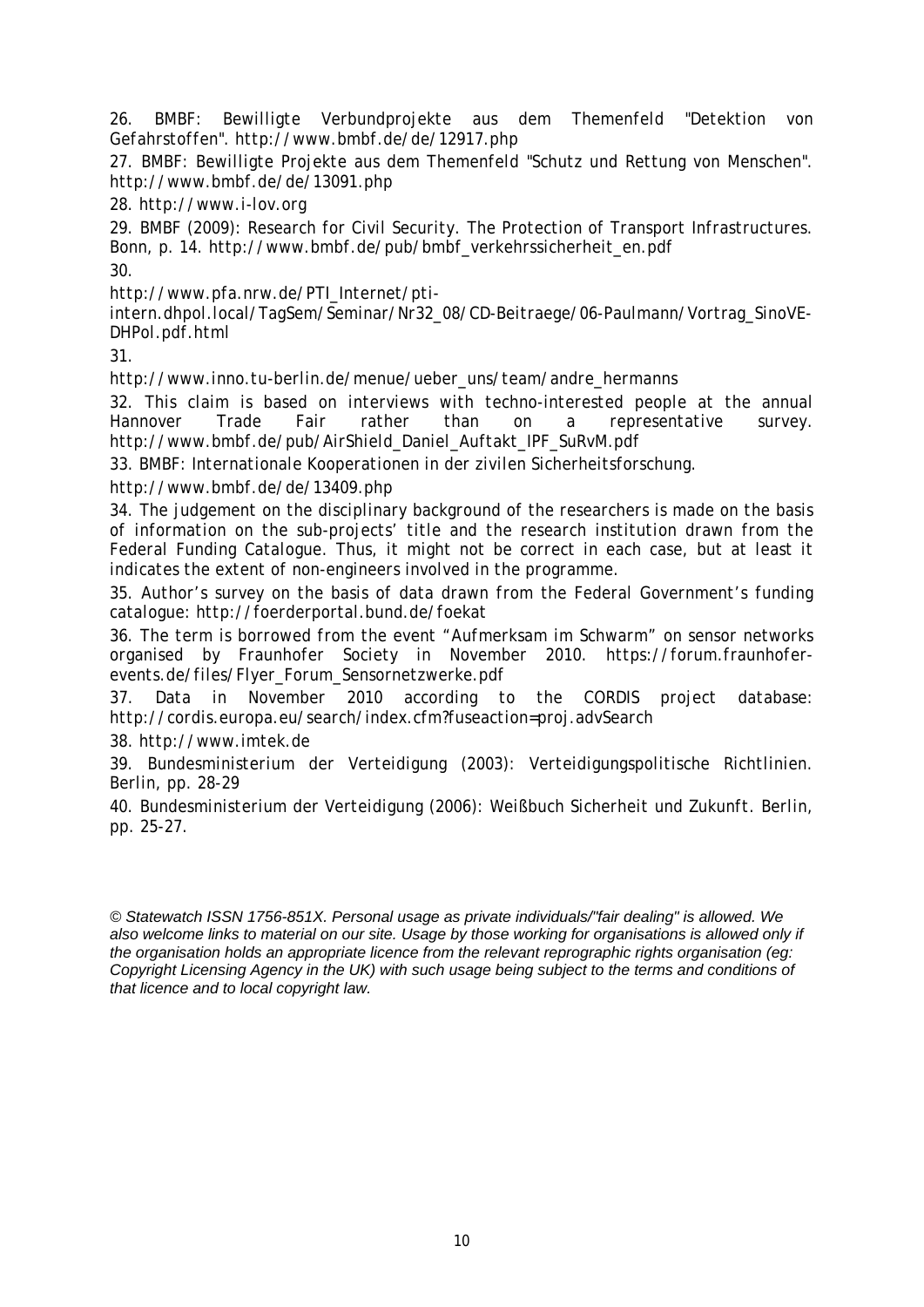26. BMBF: Bewilligte Verbundprojekte aus dem Themenfeld "Detektion von Gefahrstoffen". http://www.bmbf.de/de/12917.php

27. BMBF: Bewilligte Projekte aus dem Themenfeld "Schutz und Rettung von Menschen". http://www.bmbf.de/de/13091.php

28. http://www.i-lov.org

29. BMBF (2009): Research for Civil Security. The Protection of Transport Infrastructures. Bonn, p. 14. http://www.bmbf.de/pub/bmbf_verkehrssicherheit_en.pdf

30. http://www.pfa.nrw.de/PTI_Internet/pti-intern.dhpol.local/TagSem/Seminar/Nr32_08/CD-Beitraege/06-Paulmann/Vortrag_SinoVE-DHPol.pdf.html

31. http://www.inno.tu-berlin.de/menue/ueber_uns/team/andre_hermanns

32. This claim is based on interviews with techno-interested people at the annual Hannover Trade Fair rather than on a representative survey. http://www.bmbf.de/pub/AirShield_Daniel_Auftakt_IPF_SuRvM.pdf

33. BMBF: Internationale Kooperationen in der zivilen Sicherheitsforschung. http://www.bmbf.de/de/13409.php

34. The judgement on the disciplinary background of the researchers is made on the basis of information on the sub-projects' title and the research institution drawn from the Federal Funding Catalogue. Thus, it might not be correct in each case, but at least it indicates the extent of non-engineers involved in the programme.

35. Author's survey on the basis of data drawn from the Federal Government's funding catalogue: http://foerderportal.bund.de/foekat

36. The term is borrowed from the event "Aufmerksam im Schwarm" on sensor networks organised by Fraunhofer Society in November 2010. https://forum.fraunhofer-events.de/files/Flyer_Forum_Sensornetzwerke.pdf

37. Data in November 2010 according to the CORDIS project database: http://cordis.europa.eu/search/index.cfm?fuseaction=proj.advSearch

38. http://www.imtek.de

39. Bundesministerium der Verteidigung (2003): Verteidigungspolitische Richtlinien. Berlin, pp. 28-29

40. Bundesministerium der Verteidigung (2006): Weißbuch Sicherheit und Zukunft. Berlin, pp. 25-27.

*© Statewatch ISSN 1756-851X. Personal usage as private individuals/"fair dealing" is allowed. We also welcome links to material on our site. Usage by those working for organisations is allowed only if the organisation holds an appropriate licence from the relevant reprographic rights organisation (eg: Copyright Licensing Agency in the UK) with such usage being subject to the terms and conditions of that licence and to local copyright law.*